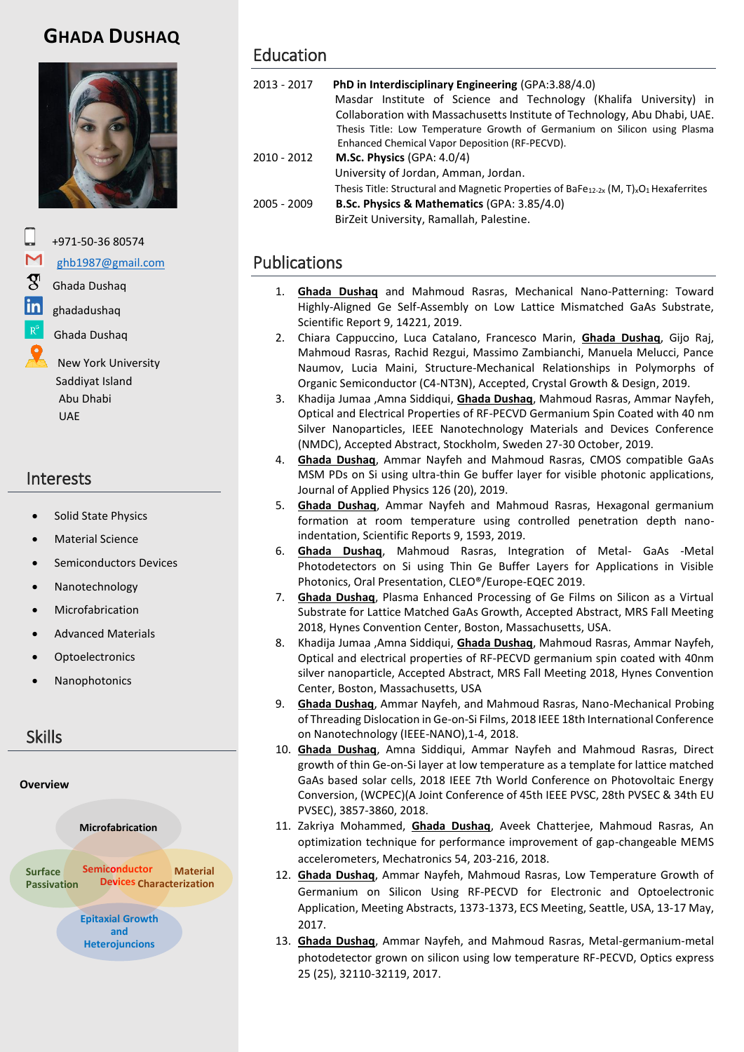# Ghada Dushaq

+971-50-36 80574

[ghb1987@gmail.com](mailto:ghb1987@gmail.com)

Ghada Dushaq

ghadadushaq

Ghada Dushaq

New York University
Saddiyat Island
Abu Dhabi
UAE

## Interests

- Solid State Physics
- Material Science
- Semiconductors Devices
- Nanotechnology
- Microfabrication
- Advanced Materials
- Optoelectronics
- Nanophotonics

## Skills

**Overview**

Microfabrication

Surface Passivation

Semiconductor Devices

Material Characterization

Epitaxial Growth and Heterojuncions

## Education

2013 - 2017 **PhD in Interdisciplinary Engineering** (GPA:3.88/4.0)
Masdar Institute of Science and Technology (Khalifa University) in Collaboration with Massachusetts Institute of Technology, Abu Dhabi, UAE.
Thesis Title: Low Temperature Growth of Germanium on Silicon using Plasma Enhanced Chemical Vapor Deposition (RF-PECVD).

2010 - 2012 **M.Sc. Physics** (GPA: 4.0/4)
University of Jordan, Amman, Jordan.
Thesis Title: Structural and Magnetic Properties of $BaFe_{12-2x}$ (M, T)$_x$$O_1$ Hexaferrites

2005 - 2009 **B.Sc. Physics & Mathematics** (GPA: 3.85/4.0)
BirZeit University, Ramallah, Palestine.

## Publications

1. **Ghada Dushaq** and Mahmoud Rasras, Mechanical Nano-Patterning: Toward Highly-Aligned Ge Self-Assembly on Low Lattice Mismatched GaAs Substrate, Scientific Report 9, 14221, 2019.
2. Chiara Cappuccino, Luca Catalano, Francesco Marin, **Ghada Dushaq**, Gijo Raj, Mahmoud Rasras, Rachid Rezgui, Massimo Zambianchi, Manuela Melucci, Pance Naumov, Lucia Maini, Structure-Mechanical Relationships in Polymorphs of Organic Semiconductor (C4-NT3N), Accepted, Crystal Growth & Design, 2019.
3. Khadija Jumaa ,Amna Siddiqui, **Ghada Dushaq**, Mahmoud Rasras, Ammar Nayfeh, Optical and Electrical Properties of RF-PECVD Germanium Spin Coated with 40 nm Silver Nanoparticles, IEEE Nanotechnology Materials and Devices Conference (NMDC), Accepted Abstract, Stockholm, Sweden 27-30 October, 2019.
4. **Ghada Dushaq**, Ammar Nayfeh and Mahmoud Rasras, CMOS compatible GaAs MSM PDs on Si using ultra-thin Ge buffer layer for visible photonic applications, Journal of Applied Physics 126 (20), 2019.
5. **Ghada Dushaq**, Ammar Nayfeh and Mahmoud Rasras, Hexagonal germanium formation at room temperature using controlled penetration depth nano-indentation, Scientific Reports 9, 1593, 2019.
6. **Ghada Dushaq**, Mahmoud Rasras, Integration of Metal- GaAs -Metal Photodetectors on Si using Thin Ge Buffer Layers for Applications in Visible Photonics, Oral Presentation, CLEO®/Europe-EQEC 2019.
7. **Ghada Dushaq**, Plasma Enhanced Processing of Ge Films on Silicon as a Virtual Substrate for Lattice Matched GaAs Growth, Accepted Abstract, MRS Fall Meeting 2018, Hynes Convention Center, Boston, Massachusetts, USA.
8. Khadija Jumaa ,Amna Siddiqui, **Ghada Dushaq**, Mahmoud Rasras, Ammar Nayfeh, Optical and electrical properties of RF-PECVD germanium spin coated with 40nm silver nanoparticle, Accepted Abstract, MRS Fall Meeting 2018, Hynes Convention Center, Boston, Massachusetts, USA
9. **Ghada Dushaq**, Ammar Nayfeh, and Mahmoud Rasras, Nano-Mechanical Probing of Threading Dislocation in Ge-on-Si Films, 2018 IEEE 18th International Conference on Nanotechnology (IEEE-NANO),1-4, 2018.
10. **Ghada Dushaq**, Amna Siddiqui, Ammar Nayfeh and Mahmoud Rasras, Direct growth of thin Ge-on-Si layer at low temperature as a template for lattice matched GaAs based solar cells, 2018 IEEE 7th World Conference on Photovoltaic Energy Conversion, (WCPEC)(A Joint Conference of 45th IEEE PVSC, 28th PVSEC & 34th EU PVSEC), 3857-3860, 2018.
11. Zakriya Mohammed, **Ghada Dushaq**, Aveek Chatterjee, Mahmoud Rasras, An optimization technique for performance improvement of gap-changeable MEMS accelerometers, Mechatronics 54, 203-216, 2018.
12. **Ghada Dushaq**, Ammar Nayfeh, Mahmoud Rasras, Low Temperature Growth of Germanium on Silicon Using RF-PECVD for Electronic and Optoelectronic Application, Meeting Abstracts, 1373-1373, ECS Meeting, Seattle, USA, 13-17 May, 2017.
13. **Ghada Dushaq**, Ammar Nayfeh, and Mahmoud Rasras, Metal-germanium-metal photodetector grown on silicon using low temperature RF-PECVD, Optics express 25 (25), 32110-32119, 2017.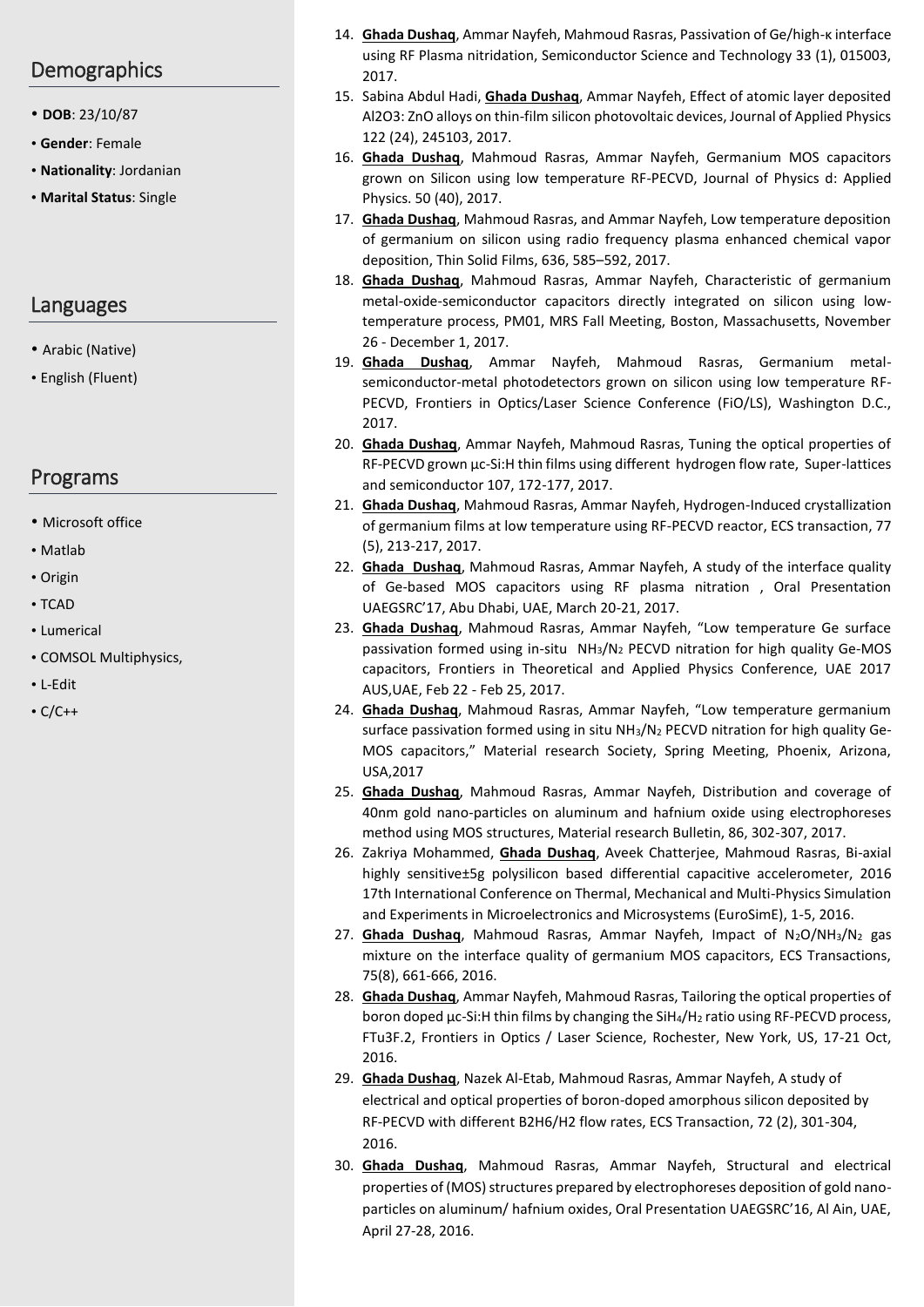## Demographics

- **DOB**: 23/10/87
- **Gender**: Female
- **Nationality**: Jordanian
- **Marital Status**: Single

## Languages

- Arabic (Native)
- English (Fluent)

## Programs

- Microsoft office
- Matlab
- Origin
- TCAD
- Lumerical
- COMSOL Multiphysics,
- L-Edit
- C/C++

14. **Ghada Dushaq**, Ammar Nayfeh, Mahmoud Rasras, Passivation of Ge/high-κ interface using RF Plasma nitridation, Semiconductor Science and Technology 33 (1), 015003, 2017.
15. Sabina Abdul Hadi, **Ghada Dushaq**, Ammar Nayfeh, Effect of atomic layer deposited Al2O3: ZnO alloys on thin-film silicon photovoltaic devices, Journal of Applied Physics 122 (24), 245103, 2017.
16. **Ghada Dushaq**, Mahmoud Rasras, Ammar Nayfeh, Germanium MOS capacitors grown on Silicon using low temperature RF-PECVD, Journal of Physics d: Applied Physics. 50 (40), 2017.
17. **Ghada Dushaq**, Mahmoud Rasras, and Ammar Nayfeh, Low temperature deposition of germanium on silicon using radio frequency plasma enhanced chemical vapor deposition, Thin Solid Films, 636, 585–592, 2017.
18. **Ghada Dushaq**, Mahmoud Rasras, Ammar Nayfeh, Characteristic of germanium metal-oxide-semiconductor capacitors directly integrated on silicon using low-temperature process, PM01, MRS Fall Meeting, Boston, Massachusetts, November 26 - December 1, 2017.
19. **Ghada Dushaq**, Ammar Nayfeh, Mahmoud Rasras, Germanium metal-semiconductor-metal photodetectors grown on silicon using low temperature RF-PECVD, Frontiers in Optics/Laser Science Conference (FiO/LS), Washington D.C., 2017.
20. **Ghada Dushaq**, Ammar Nayfeh, Mahmoud Rasras, Tuning the optical properties of RF-PECVD grown μc-Si:H thin films using different hydrogen flow rate, Super-lattices and semiconductor 107, 172-177, 2017.
21. **Ghada Dushaq**, Mahmoud Rasras, Ammar Nayfeh, Hydrogen-Induced crystallization of germanium films at low temperature using RF-PECVD reactor, ECS transaction, 77 (5), 213-217, 2017.
22. **Ghada Dushaq**, Mahmoud Rasras, Ammar Nayfeh, A study of the interface quality of Ge-based MOS capacitors using RF plasma nitration , Oral Presentation UAEGSRC'17, Abu Dhabi, UAE, March 20-21, 2017.
23. **Ghada Dushaq**, Mahmoud Rasras, Ammar Nayfeh, "Low temperature Ge surface passivation formed using in-situ $NH_3/N_2$ PECVD nitration for high quality Ge-MOS capacitors, Frontiers in Theoretical and Applied Physics Conference, UAE 2017 AUS,UAE, Feb 22 - Feb 25, 2017.
24. **Ghada Dushaq**, Mahmoud Rasras, Ammar Nayfeh, "Low temperature germanium surface passivation formed using in situ $NH_3/N_2$ PECVD nitration for high quality Ge-MOS capacitors," Material research Society, Spring Meeting, Phoenix, Arizona, USA,2017
25. **Ghada Dushaq**, Mahmoud Rasras, Ammar Nayfeh, Distribution and coverage of 40nm gold nano-particles on aluminum and hafnium oxide using electrophoreses method using MOS structures, Material research Bulletin, 86, 302-307, 2017.
26. Zakriya Mohammed, **Ghada Dushaq**, Aveek Chatterjee, Mahmoud Rasras, Bi-axial highly sensitive±5g polysilicon based differential capacitive accelerometer, 2016 17th International Conference on Thermal, Mechanical and Multi-Physics Simulation and Experiments in Microelectronics and Microsystems (EuroSimE), 1-5, 2016.
27. **Ghada Dushaq**, Mahmoud Rasras, Ammar Nayfeh, Impact of $N_2O/NH_3/N_2$ gas mixture on the interface quality of germanium MOS capacitors, ECS Transactions, 75(8), 661-666, 2016.
28. **Ghada Dushaq**, Ammar Nayfeh, Mahmoud Rasras, Tailoring the optical properties of boron doped μc-Si:H thin films by changing the $SiH_4/H_2$ ratio using RF-PECVD process, FTu3F.2, Frontiers in Optics / Laser Science, Rochester, New York, US, 17-21 Oct, 2016.
29. **Ghada Dushaq**, Nazek Al-Etab, Mahmoud Rasras, Ammar Nayfeh, A study of electrical and optical properties of boron-doped amorphous silicon deposited by RF-PECVD with different B2H6/H2 flow rates, ECS Transaction, 72 (2), 301-304, 2016.
30. **Ghada Dushaq**, Mahmoud Rasras, Ammar Nayfeh, Structural and electrical properties of (MOS) structures prepared by electrophoreses deposition of gold nano-particles on aluminum/ hafnium oxides, Oral Presentation UAEGSRC'16, Al Ain, UAE, April 27-28, 2016.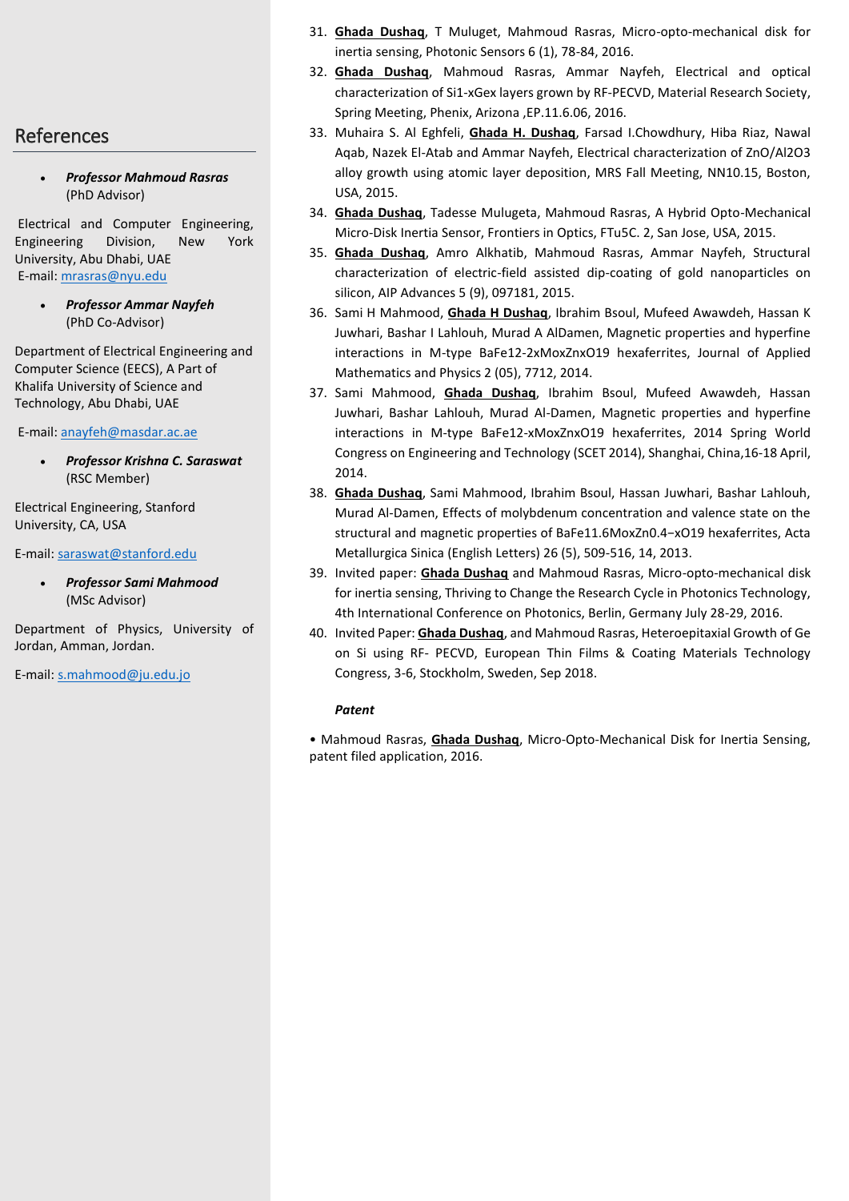## References

- ***Professor Mahmoud Rasras*** (PhD Advisor)

Electrical and Computer Engineering, Engineering Division, New York University, Abu Dhabi, UAE
E-mail: mrasras@nyu.edu

- ***Professor Ammar Nayfeh*** (PhD Co-Advisor)

Department of Electrical Engineering and Computer Science (EECS), A Part of Khalifa University of Science and Technology, Abu Dhabi, UAE

E-mail: anayfeh@masdar.ac.ae

- ***Professor Krishna C. Saraswat*** (RSC Member)

Electrical Engineering, Stanford University, CA, USA

E-mail: saraswat@stanford.edu

- ***Professor Sami Mahmood*** (MSc Advisor)

Department of Physics, University of Jordan, Amman, Jordan.

E-mail: s.mahmood@ju.edu.jo

31. **Ghada Dushaq**, T Muluget, Mahmoud Rasras, Micro-opto-mechanical disk for inertia sensing, Photonic Sensors 6 (1), 78-84, 2016.
32. **Ghada Dushaq**, Mahmoud Rasras, Ammar Nayfeh, Electrical and optical characterization of $Si_{1-x}Ge_x$ layers grown by RF-PECVD, Material Research Society, Spring Meeting, Phenix, Arizona ,EP.11.6.06, 2016.
33. Muhaira S. Al Eghfeli, **Ghada H. Dushaq**, Farsad I.Chowdhury, Hiba Riaz, Nawal Aqab, Nazek El-Atab and Ammar Nayfeh, Electrical characterization of $ZnO/Al_2O_3$ alloy growth using atomic layer deposition, MRS Fall Meeting, NN10.15, Boston, USA, 2015.
34. **Ghada Dushaq**, Tadesse Mulugeta, Mahmoud Rasras, A Hybrid Opto-Mechanical Micro-Disk Inertia Sensor, Frontiers in Optics, FTu5C. 2, San Jose, USA, 2015.
35. **Ghada Dushaq**, Amro Alkhatib, Mahmoud Rasras, Ammar Nayfeh, Structural characterization of electric-field assisted dip-coating of gold nanoparticles on silicon, AIP Advances 5 (9), 097181, 2015.
36. Sami H Mahmood, **Ghada H Dushaq**, Ibrahim Bsoul, Mufeed Awawdeh, Hassan K Juwhari, Bashar I Lahlouh, Murad A AlDamen, Magnetic properties and hyperfine interactions in M-type $BaFe_{12-2x}Mo_xZn_xO_{19}$ hexaferrites, Journal of Applied Mathematics and Physics 2 (05), 7712, 2014.
37. Sami Mahmood, **Ghada Dushaq**, Ibrahim Bsoul, Mufeed Awawdeh, Hassan Juwhari, Bashar Lahlouh, Murad Al-Damen, Magnetic properties and hyperfine interactions in M-type $BaFe_{12-x}Mo_xZn_xO_{19}$ hexaferrites, 2014 Spring World Congress on Engineering and Technology (SCET 2014), Shanghai, China,16-18 April, 2014.
38. **Ghada Dushaq**, Sami Mahmood, Ibrahim Bsoul, Hassan Juwhari, Bashar Lahlouh, Murad Al-Damen, Effects of molybdenum concentration and valence state on the structural and magnetic properties of $BaFe_{11.6}Mo_xZn_{0.4-x}O_{19}$ hexaferrites, Acta Metallurgica Sinica (English Letters) 26 (5), 509-516, 14, 2013.
39. Invited paper: **Ghada Dushaq** and Mahmoud Rasras, Micro-opto-mechanical disk for inertia sensing, Thriving to Change the Research Cycle in Photonics Technology, 4th International Conference on Photonics, Berlin, Germany July 28-29, 2016.
40. Invited Paper: **Ghada Dushaq**, and Mahmoud Rasras, Heteroepitaxial Growth of Ge on Si using RF- PECVD, European Thin Films & Coating Materials Technology Congress, 3-6, Stockholm, Sweden, Sep 2018.

***Patent***

• Mahmoud Rasras, **Ghada Dushaq**, Micro-Opto-Mechanical Disk for Inertia Sensing, patent filed application, 2016.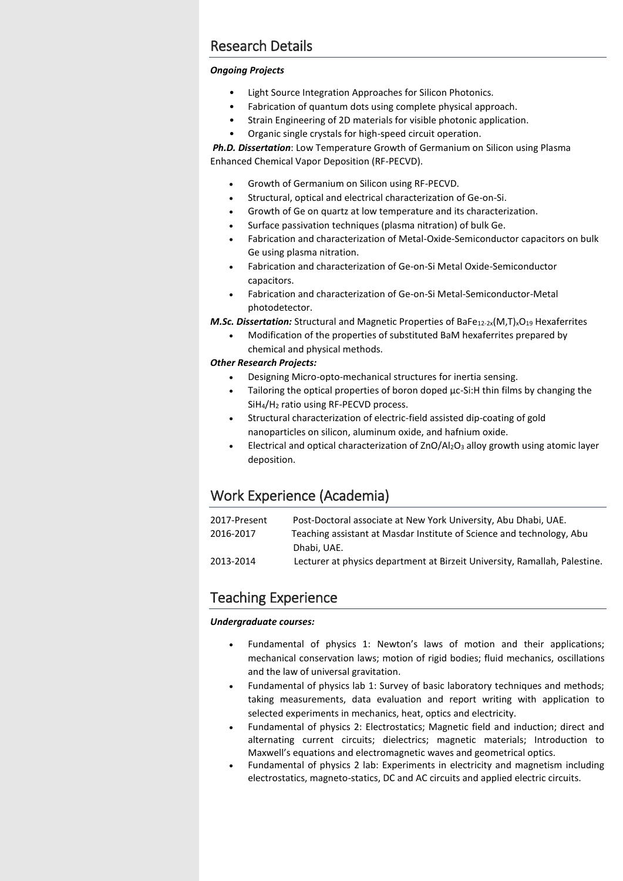## Research Details

***Ongoing Projects***

- Light Source Integration Approaches for Silicon Photonics.
- Fabrication of quantum dots using complete physical approach.
- Strain Engineering of 2D materials for visible photonic application.
- Organic single crystals for high-speed circuit operation.

***Ph.D. Dissertation***: Low Temperature Growth of Germanium on Silicon using Plasma Enhanced Chemical Vapor Deposition (RF-PECVD).

- Growth of Germanium on Silicon using RF-PECVD.
- Structural, optical and electrical characterization of Ge-on-Si.
- Growth of Ge on quartz at low temperature and its characterization.
- Surface passivation techniques (plasma nitration) of bulk Ge.
- Fabrication and characterization of Metal-Oxide-Semiconductor capacitors on bulk Ge using plasma nitration.
- Fabrication and characterization of Ge-on-Si Metal Oxide-Semiconductor capacitors.
- Fabrication and characterization of Ge-on-Si Metal-Semiconductor-Metal photodetector.

***M.Sc. Dissertation:*** Structural and Magnetic Properties of $BaFe_{12-2x}(M,T)_xO_{19}$ Hexaferrites

- Modification of the properties of substituted BaM hexaferrites prepared by chemical and physical methods.

***Other Research Projects:***

- Designing Micro-opto-mechanical structures for inertia sensing.
- Tailoring the optical properties of boron doped µc-Si:H thin films by changing the $SiH_4/H_2$ ratio using RF-PECVD process.
- Structural characterization of electric-field assisted dip-coating of gold nanoparticles on silicon, aluminum oxide, and hafnium oxide.
- Electrical and optical characterization of $ZnO/Al_2O_3$ alloy growth using atomic layer deposition.

## Work Experience (Academia)

| | |
|---|---|
| 2017-Present | Post-Doctoral associate at New York University, Abu Dhabi, UAE. |
| 2016-2017 | Teaching assistant at Masdar Institute of Science and technology, Abu Dhabi, UAE. |
| 2013-2014 | Lecturer at physics department at Birzeit University, Ramallah, Palestine. |

## Teaching Experience

***Undergraduate courses:***

- Fundamental of physics 1: Newton's laws of motion and their applications; mechanical conservation laws; motion of rigid bodies; fluid mechanics, oscillations and the law of universal gravitation.
- Fundamental of physics lab 1: Survey of basic laboratory techniques and methods; taking measurements, data evaluation and report writing with application to selected experiments in mechanics, heat, optics and electricity.
- Fundamental of physics 2: Electrostatics; Magnetic field and induction; direct and alternating current circuits; dielectrics; magnetic materials; Introduction to Maxwell's equations and electromagnetic waves and geometrical optics.
- Fundamental of physics 2 lab: Experiments in electricity and magnetism including electrostatics, magneto-statics, DC and AC circuits and applied electric circuits.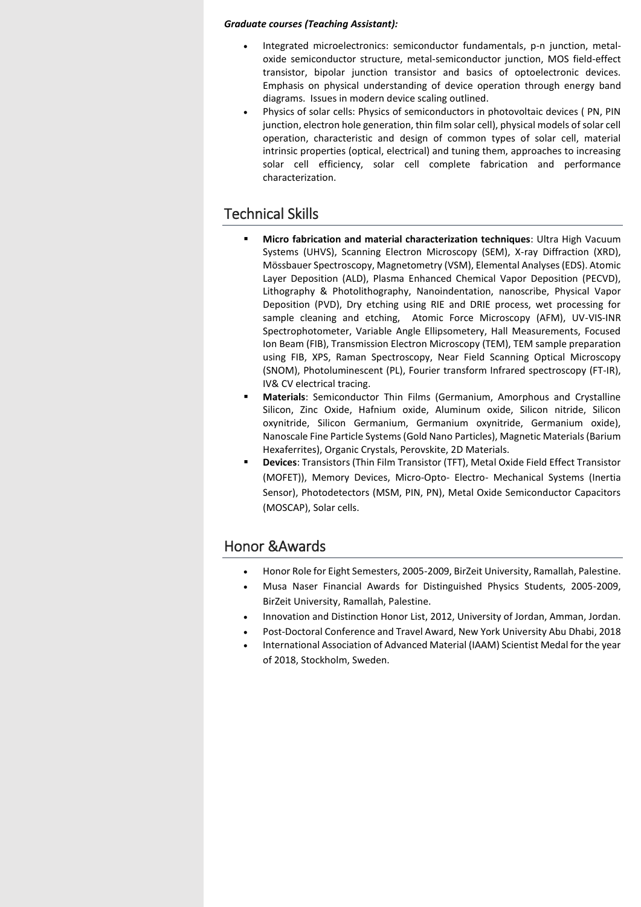***Graduate courses (Teaching Assistant):***

- Integrated microelectronics: semiconductor fundamentals, p-n junction, metal-oxide semiconductor structure, metal-semiconductor junction, MOS field-effect transistor, bipolar junction transistor and basics of optoelectronic devices. Emphasis on physical understanding of device operation through energy band diagrams. Issues in modern device scaling outlined.
- Physics of solar cells: Physics of semiconductors in photovoltaic devices ( PN, PIN junction, electron hole generation, thin film solar cell), physical models of solar cell operation, characteristic and design of common types of solar cell, material intrinsic properties (optical, electrical) and tuning them, approaches to increasing solar cell efficiency, solar cell complete fabrication and performance characterization.

## Technical Skills

- **Micro fabrication and material characterization techniques**: Ultra High Vacuum Systems (UHVS), Scanning Electron Microscopy (SEM), X-ray Diffraction (XRD), Mössbauer Spectroscopy, Magnetometry (VSM), Elemental Analyses (EDS). Atomic Layer Deposition (ALD), Plasma Enhanced Chemical Vapor Deposition (PECVD), Lithography & Photolithography, Nanoindentation, nanoscribe, Physical Vapor Deposition (PVD), Dry etching using RIE and DRIE process, wet processing for sample cleaning and etching, Atomic Force Microscopy (AFM), UV-VIS-INR Spectrophotometer, Variable Angle Ellipsometery, Hall Measurements, Focused Ion Beam (FIB), Transmission Electron Microscopy (TEM), TEM sample preparation using FIB, XPS, Raman Spectroscopy, Near Field Scanning Optical Microscopy (SNOM), Photoluminescent (PL), Fourier transform Infrared spectroscopy (FT-IR), IV& CV electrical tracing.
- **Materials**: Semiconductor Thin Films (Germanium, Amorphous and Crystalline Silicon, Zinc Oxide, Hafnium oxide, Aluminum oxide, Silicon nitride, Silicon oxynitride, Silicon Germanium, Germanium oxynitride, Germanium oxide), Nanoscale Fine Particle Systems (Gold Nano Particles), Magnetic Materials (Barium Hexaferrites), Organic Crystals, Perovskite, 2D Materials.
- **Devices**: Transistors (Thin Film Transistor (TFT), Metal Oxide Field Effect Transistor (MOFET)), Memory Devices, Micro-Opto- Electro- Mechanical Systems (Inertia Sensor), Photodetectors (MSM, PIN, PN), Metal Oxide Semiconductor Capacitors (MOSCAP), Solar cells.

## Honor &Awards

- Honor Role for Eight Semesters, 2005-2009, BirZeit University, Ramallah, Palestine.
- Musa Naser Financial Awards for Distinguished Physics Students, 2005-2009, BirZeit University, Ramallah, Palestine.
- Innovation and Distinction Honor List, 2012, University of Jordan, Amman, Jordan.
- Post-Doctoral Conference and Travel Award, New York University Abu Dhabi, 2018
- International Association of Advanced Material (IAAM) Scientist Medal for the year of 2018, Stockholm, Sweden.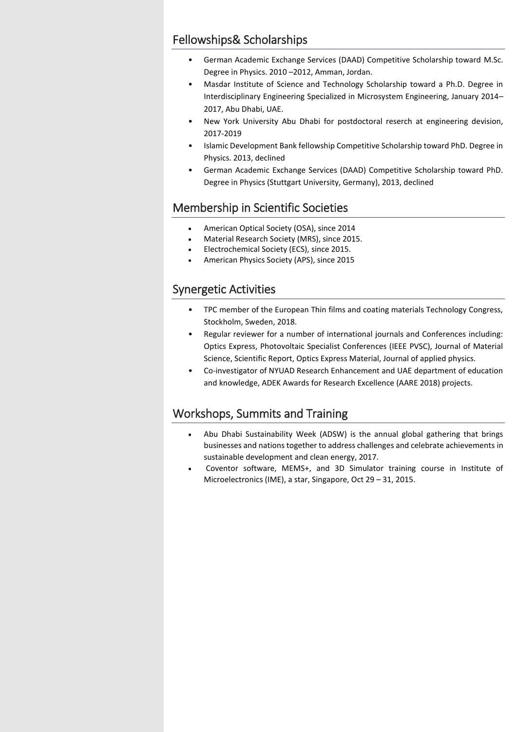## Fellowships& Scholarships

- German Academic Exchange Services (DAAD) Competitive Scholarship toward M.Sc. Degree in Physics. 2010 –2012, Amman, Jordan.
- Masdar Institute of Science and Technology Scholarship toward a Ph.D. Degree in Interdisciplinary Engineering Specialized in Microsystem Engineering, January 2014–2017, Abu Dhabi, UAE.
- New York University Abu Dhabi for postdoctoral reserch at engineering devision, 2017-2019
- Islamic Development Bank fellowship Competitive Scholarship toward PhD. Degree in Physics. 2013, declined
- German Academic Exchange Services (DAAD) Competitive Scholarship toward PhD. Degree in Physics (Stuttgart University, Germany), 2013, declined

## Membership in Scientific Societies

- American Optical Society (OSA), since 2014
- Material Research Society (MRS), since 2015.
- Electrochemical Society (ECS), since 2015.
- American Physics Society (APS), since 2015

## Synergetic Activities

- TPC member of the European Thin films and coating materials Technology Congress, Stockholm, Sweden, 2018.
- Regular reviewer for a number of international journals and Conferences including: Optics Express, Photovoltaic Specialist Conferences (IEEE PVSC), Journal of Material Science, Scientific Report, Optics Express Material, Journal of applied physics.
- Co-investigator of NYUAD Research Enhancement and UAE department of education and knowledge, ADEK Awards for Research Excellence (AARE 2018) projects.

## Workshops, Summits and Training

- Abu Dhabi Sustainability Week (ADSW) is the annual global gathering that brings businesses and nations together to address challenges and celebrate achievements in sustainable development and clean energy, 2017.
- Coventor software, MEMS+, and 3D Simulator training course in Institute of Microelectronics (IME), a star, Singapore, Oct 29 – 31, 2015.